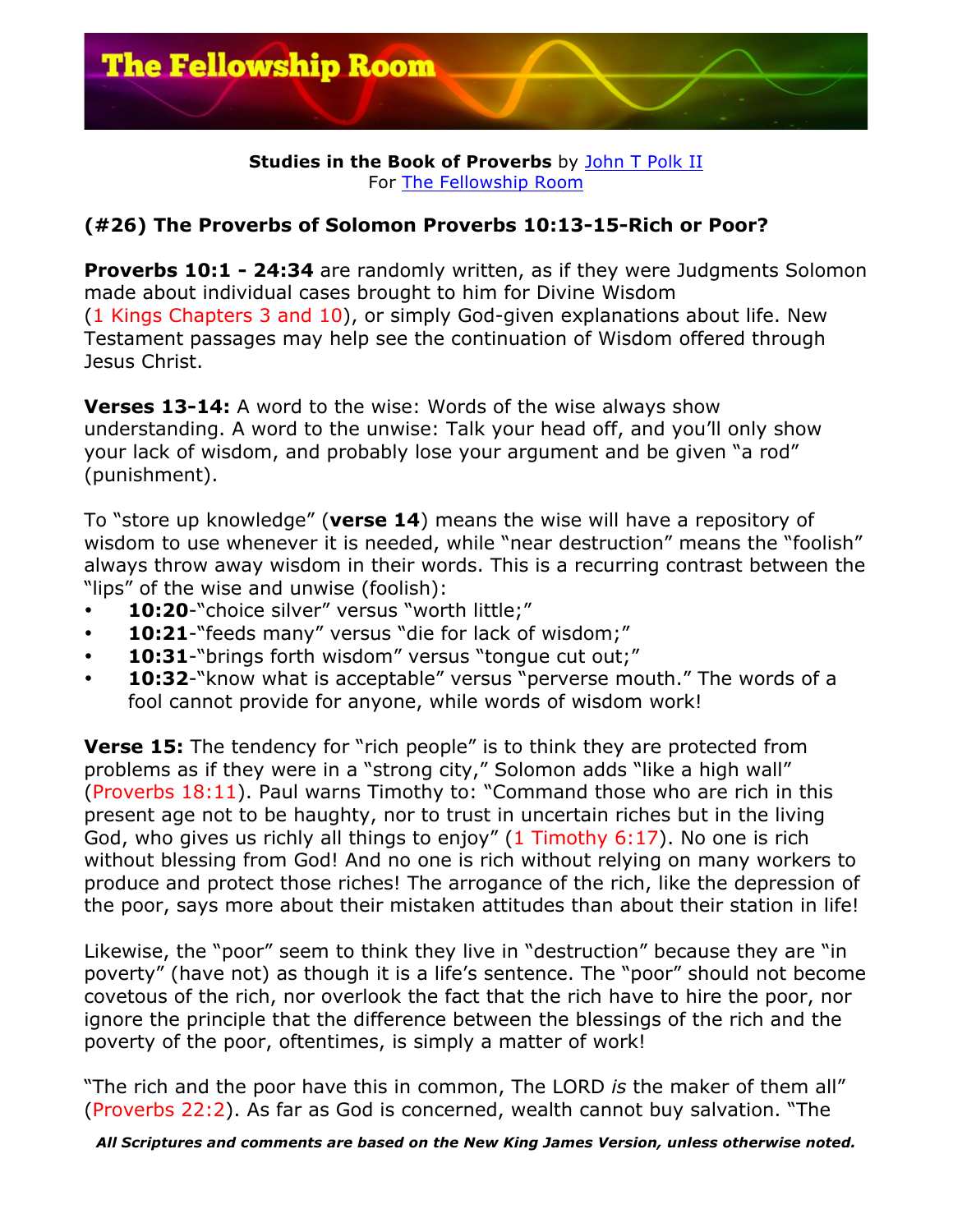**Studies in the Book of Proverbs** by John T Polk II
For The Fellowship Room

## (#26) The Proverbs of Solomon Proverbs 10:13-15-Rich or Poor?

**Proverbs 10:1 - 24:34** are randomly written, as if they were Judgments Solomon made about individual cases brought to him for Divine Wisdom (1 Kings Chapters 3 and 10), or simply God-given explanations about life. New Testament passages may help see the continuation of Wisdom offered through Jesus Christ.

**Verses 13-14:** A word to the wise: Words of the wise always show understanding. A word to the unwise: Talk your head off, and you'll only show your lack of wisdom, and probably lose your argument and be given "a rod" (punishment).

To "store up knowledge" (**verse 14**) means the wise will have a repository of wisdom to use whenever it is needed, while "near destruction" means the "foolish" always throw away wisdom in their words. This is a recurring contrast between the "lips" of the wise and unwise (foolish):

- **10:20**-"choice silver" versus "worth little;"
- **10:21**-"feeds many" versus "die for lack of wisdom;"
- **10:31**-"brings forth wisdom" versus "tongue cut out;"
- **10:32**-"know what is acceptable" versus "perverse mouth." The words of a fool cannot provide for anyone, while words of wisdom work!

**Verse 15:** The tendency for "rich people" is to think they are protected from problems as if they were in a "strong city," Solomon adds "like a high wall" (Proverbs 18:11). Paul warns Timothy to: "Command those who are rich in this present age not to be haughty, nor to trust in uncertain riches but in the living God, who gives us richly all things to enjoy" (1 Timothy 6:17). No one is rich without blessing from God! And no one is rich without relying on many workers to produce and protect those riches! The arrogance of the rich, like the depression of the poor, says more about their mistaken attitudes than about their station in life!

Likewise, the "poor" seem to think they live in "destruction" because they are "in poverty" (have not) as though it is a life's sentence. The "poor" should not become covetous of the rich, nor overlook the fact that the rich have to hire the poor, nor ignore the principle that the difference between the blessings of the rich and the poverty of the poor, oftentimes, is simply a matter of work!

"The rich and the poor have this in common, The LORD *is* the maker of them all" (Proverbs 22:2). As far as God is concerned, wealth cannot buy salvation. "The

***All Scriptures and comments are based on the New King James Version, unless otherwise noted.***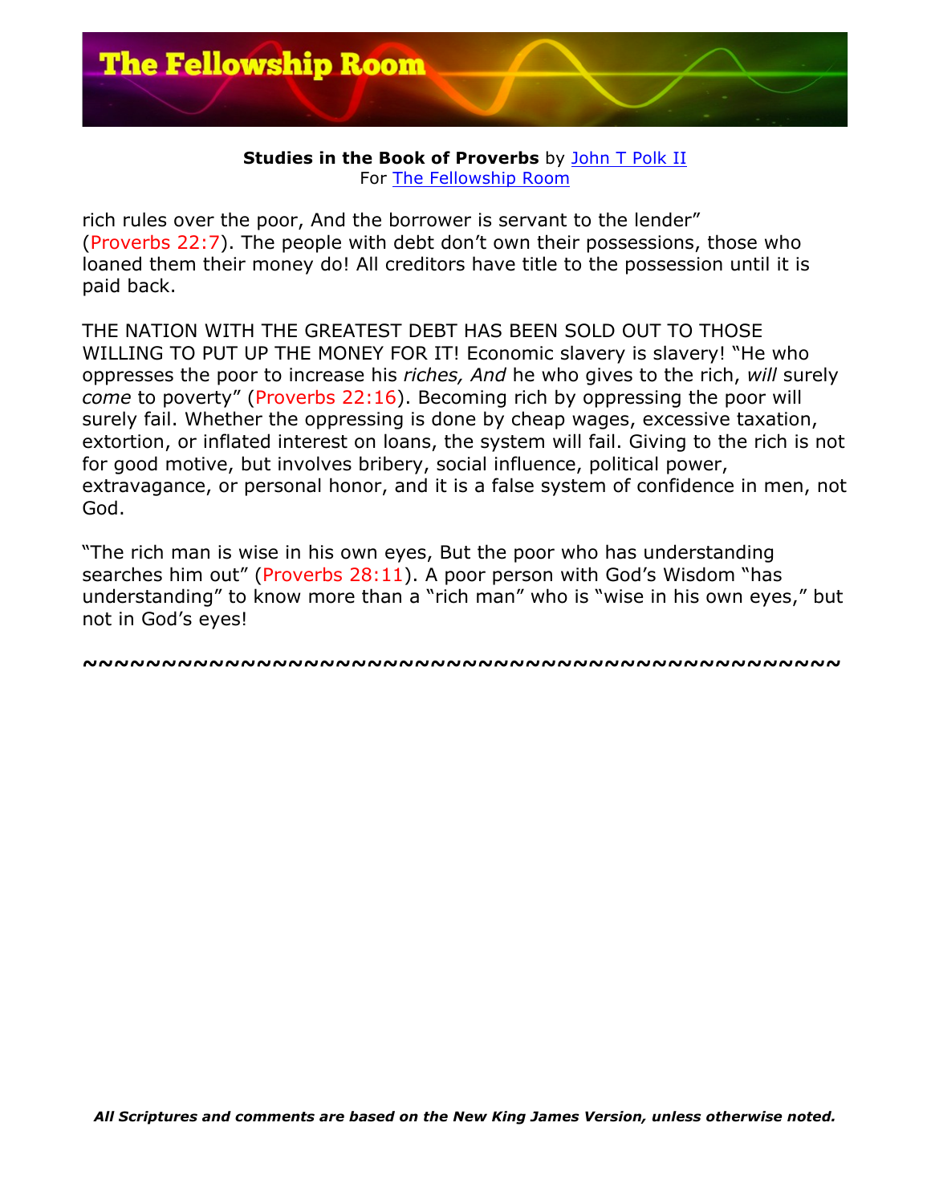rich rules over the poor, And the borrower is servant to the lender" (Proverbs 22:7). The people with debt don't own their possessions, those who loaned them their money do! All creditors have title to the possession until it is paid back.

THE NATION WITH THE GREATEST DEBT HAS BEEN SOLD OUT TO THOSE WILLING TO PUT UP THE MONEY FOR IT! Economic slavery is slavery! "He who oppresses the poor to increase his *riches, And* he who gives to the rich, *will* surely *come* to poverty" (Proverbs 22:16). Becoming rich by oppressing the poor will surely fail. Whether the oppressing is done by cheap wages, excessive taxation, extortion, or inflated interest on loans, the system will fail. Giving to the rich is not for good motive, but involves bribery, social influence, political power, extravagance, or personal honor, and it is a false system of confidence in men, not God.

"The rich man is wise in his own eyes, But the poor who has understanding searches him out" (Proverbs 28:11). A poor person with God's Wisdom "has understanding" to know more than a "rich man" who is "wise in his own eyes," but not in God's eyes!

~~~~~~~~~~~~~~~~~~~~~~~~~~~~~~~~~~~~~~~~~~~~~~~~